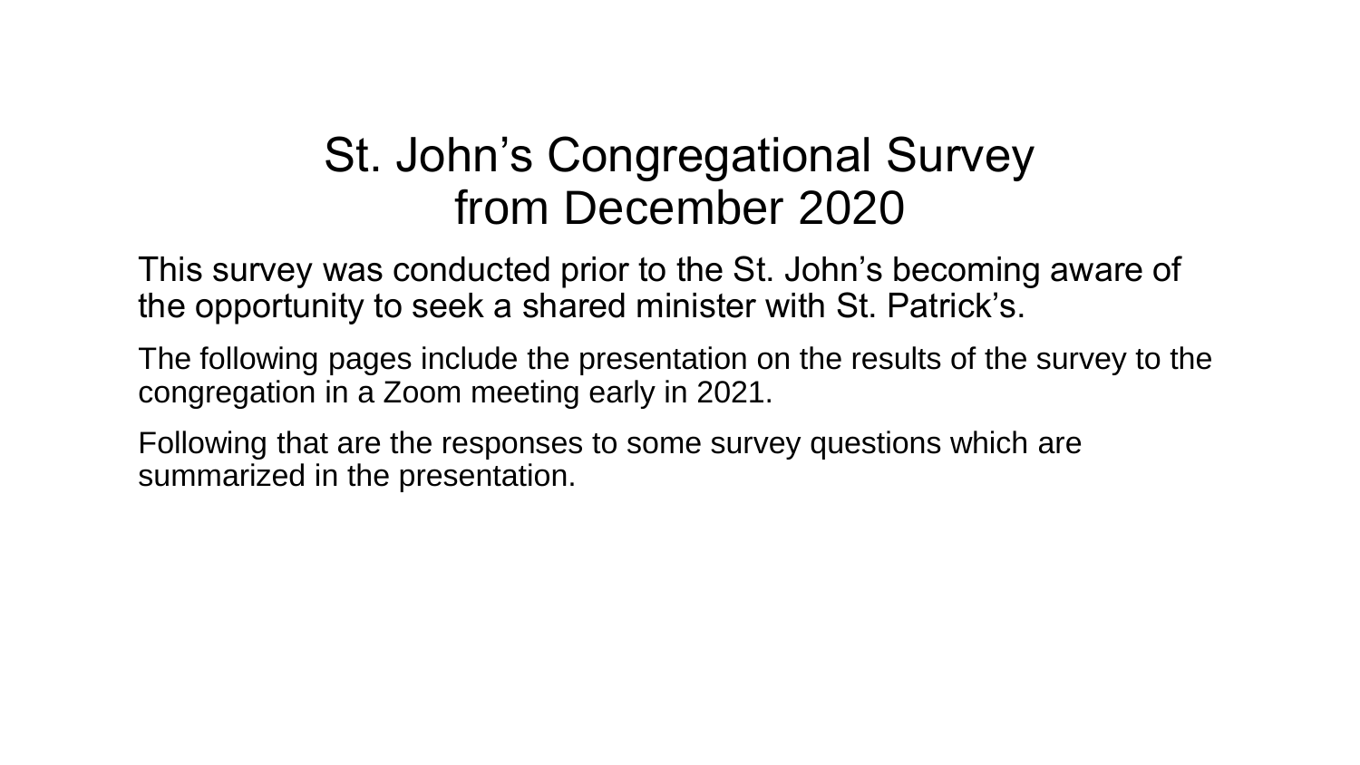# St. John's Congregational Survey from December 2020

This survey was conducted prior to the St. John's becoming aware of the opportunity to seek a shared minister with St. Patrick's.

The following pages include the presentation on the results of the survey to the congregation in a Zoom meeting early in 2021.

Following that are the responses to some survey questions which are summarized in the presentation.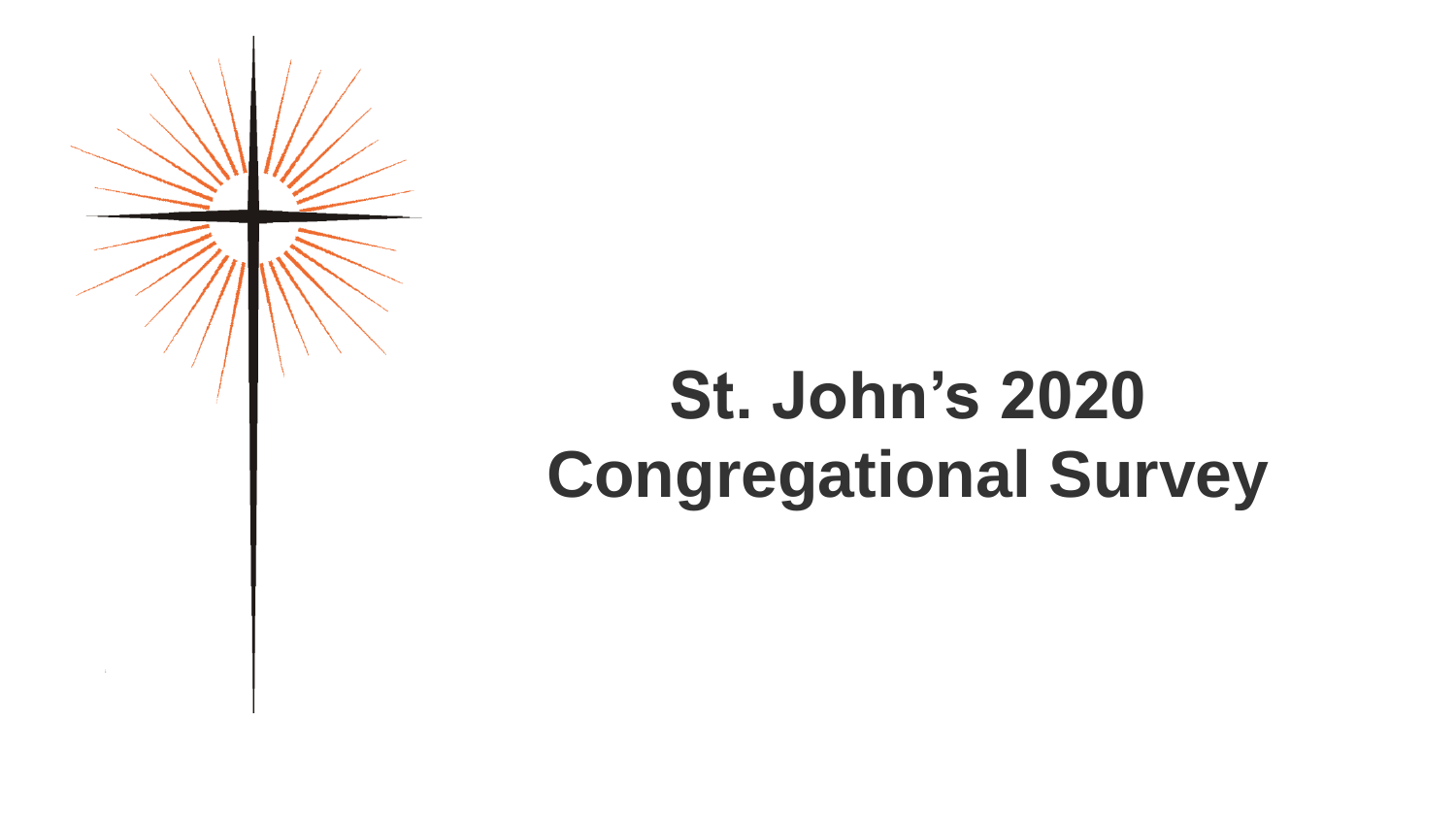# St. John's 2020 Congregational Survey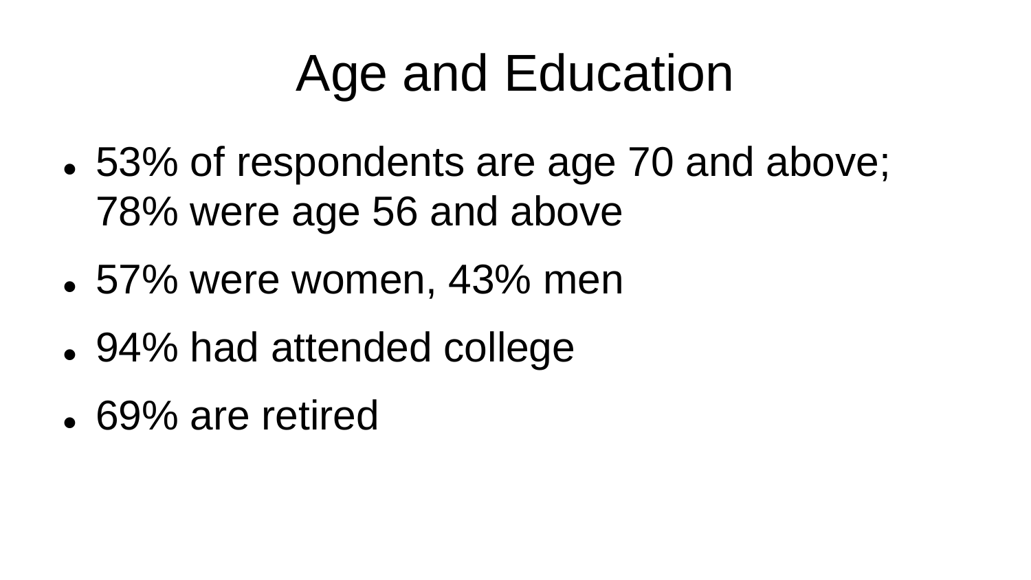# Age and Education

- 53% of respondents are age 70 and above; 78% were age 56 and above
- 57% were women, 43% men
- 94% had attended college
- 69% are retired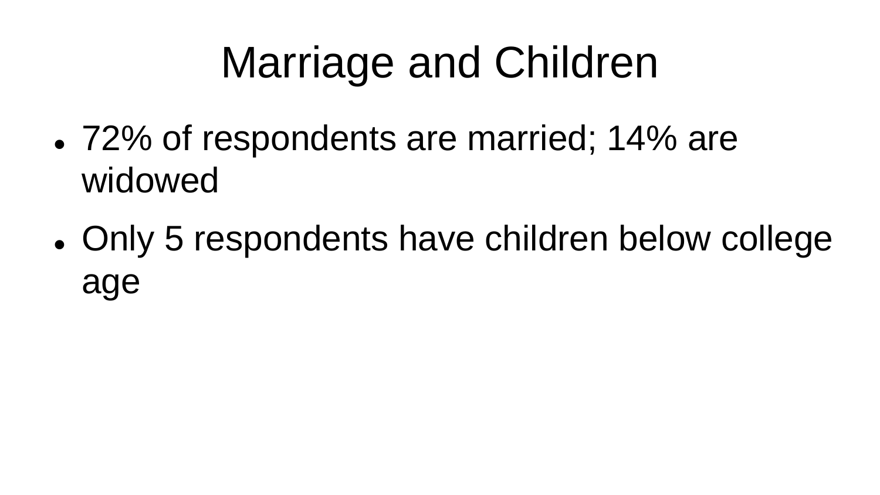# Marriage and Children

- 72% of respondents are married; 14% are widowed
- Only 5 respondents have children below college age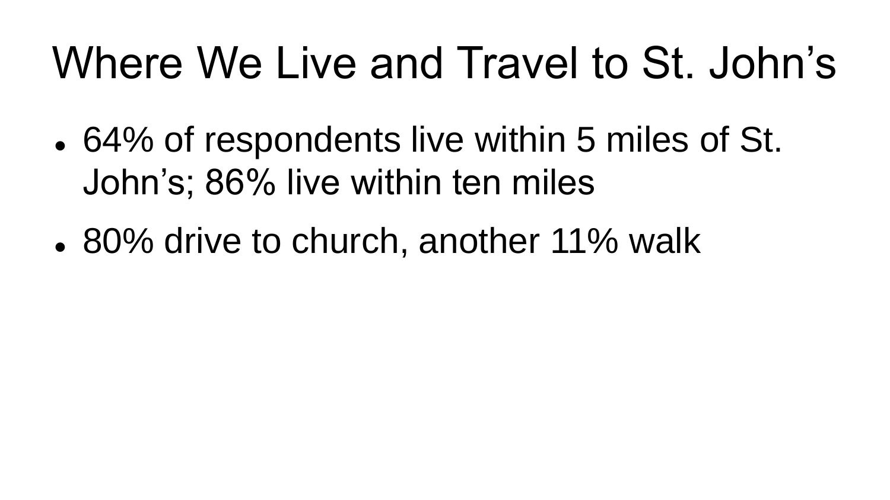# Where We Live and Travel to St. John's

- 64% of respondents live within 5 miles of St. John's; 86% live within ten miles
- 80% drive to church, another 11% walk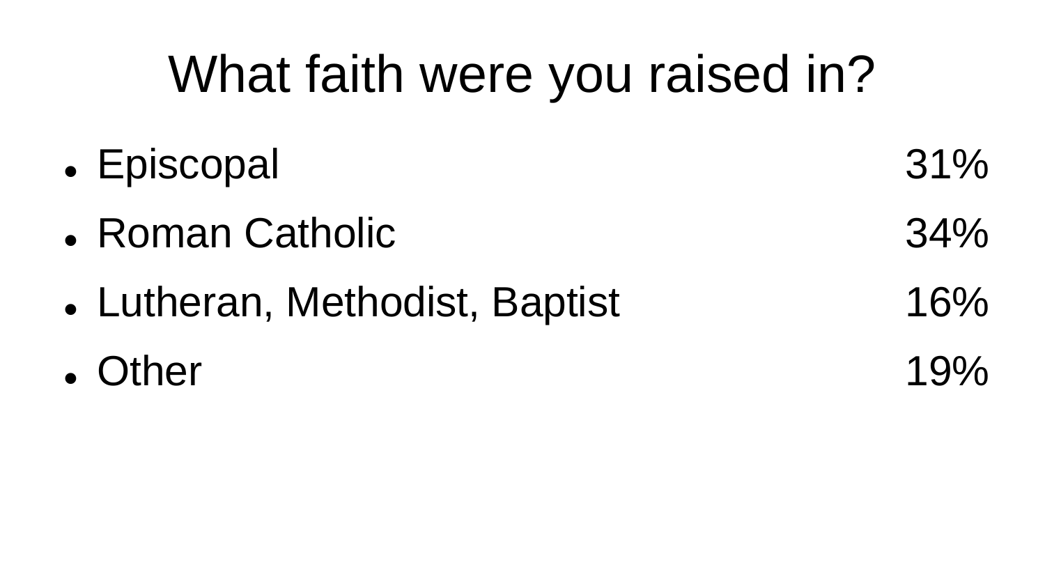# What faith were you raised in?

- Episcopal 31%
- Roman Catholic 34%
- Lutheran, Methodist, Baptist 16%
- Other 19%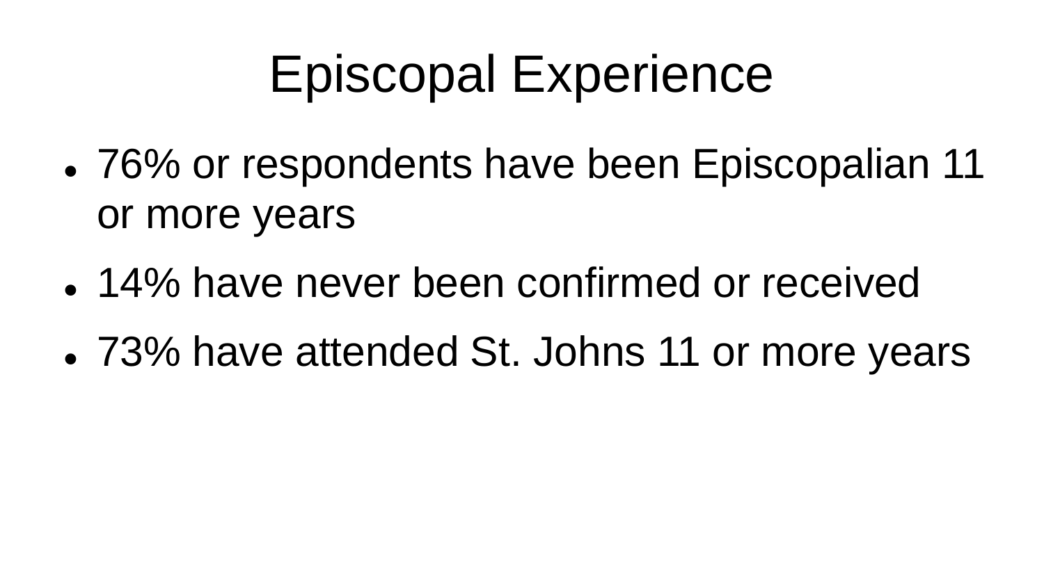# Episcopal Experience

- 76% or respondents have been Episcopalian 11 or more years
- 14% have never been confirmed or received
- 73% have attended St. Johns 11 or more years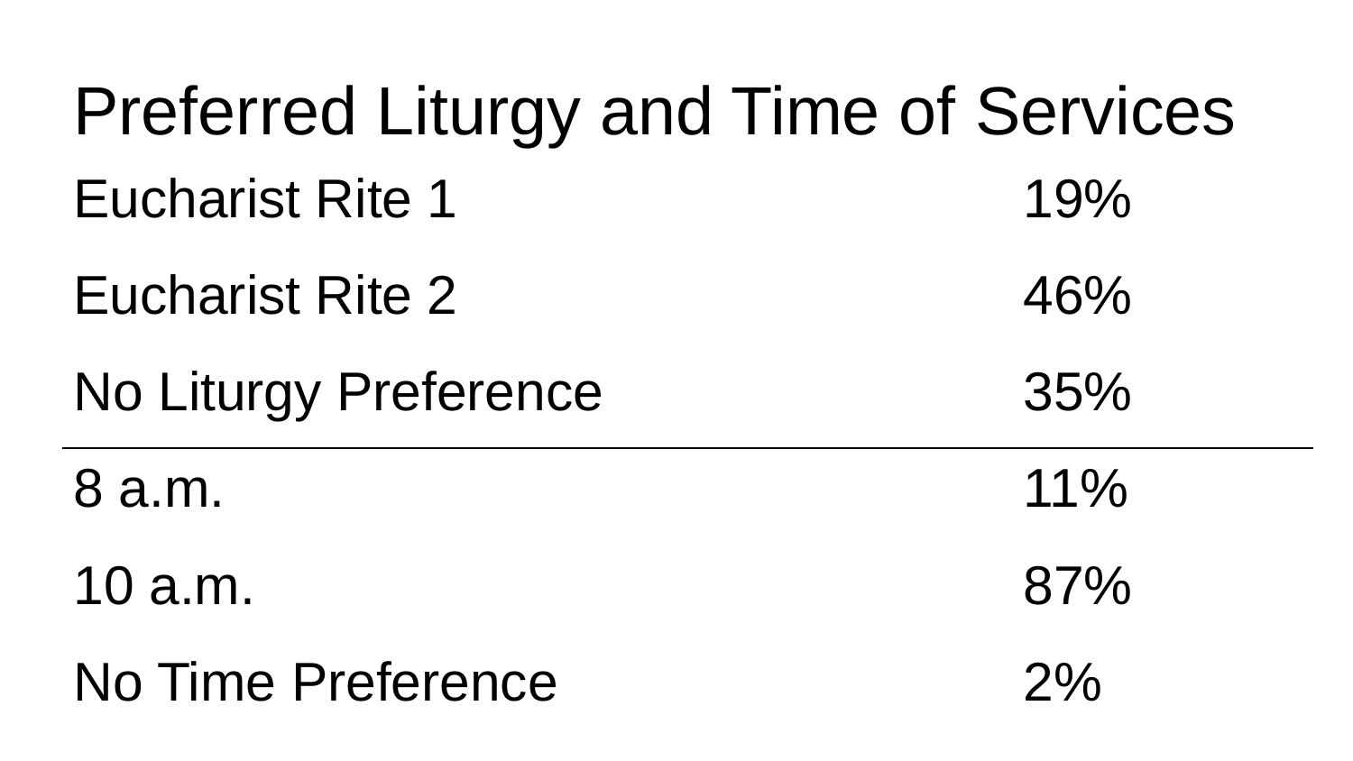# Preferred Liturgy and Time of Services

| | |
|---|---|
| Eucharist Rite 1 | 19% |
| Eucharist Rite 2 | 46% |
| No Liturgy Preference | 35% |
| 8 a.m. | 11% |
| 10 a.m. | 87% |
| No Time Preference | 2% |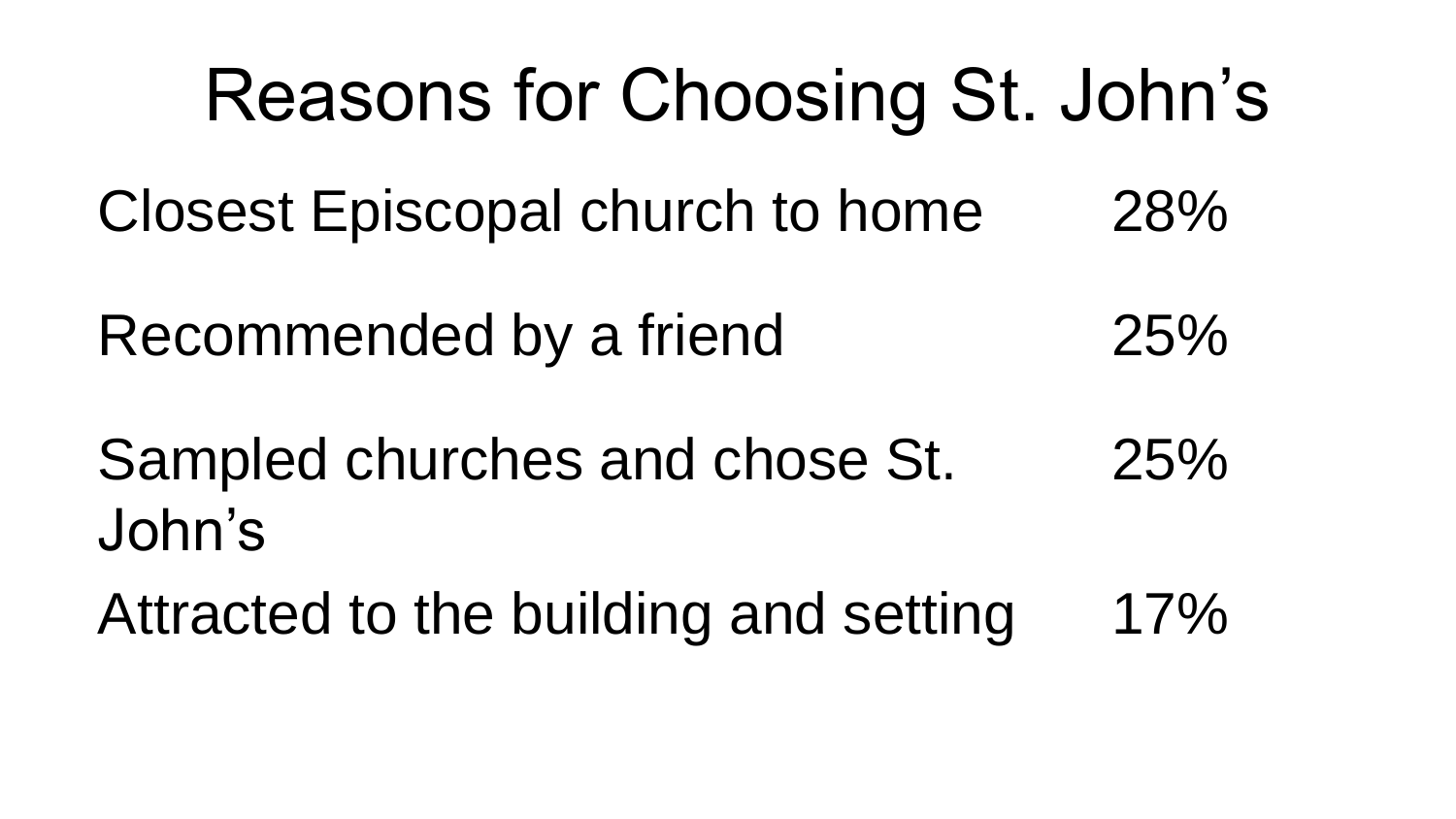# Reasons for Choosing St. John's

| | |
|---|---|
| Closest Episcopal church to home | 28% |
| Recommended by a friend | 25% |
| Sampled churches and chose St. John's | 25% |
| Attracted to the building and setting | 17% |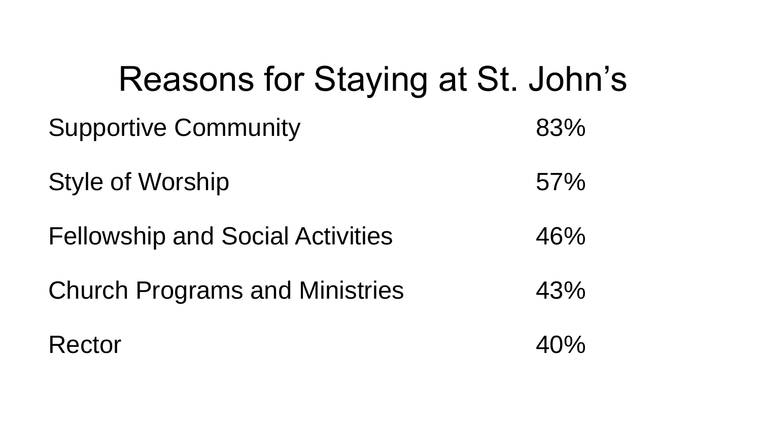# Reasons for Staying at St. John's

| Reason | Percentage |
| --- | --- |
| Supportive Community | 83% |
| Style of Worship | 57% |
| Fellowship and Social Activities | 46% |
| Church Programs and Ministries | 43% |
| Rector | 40% |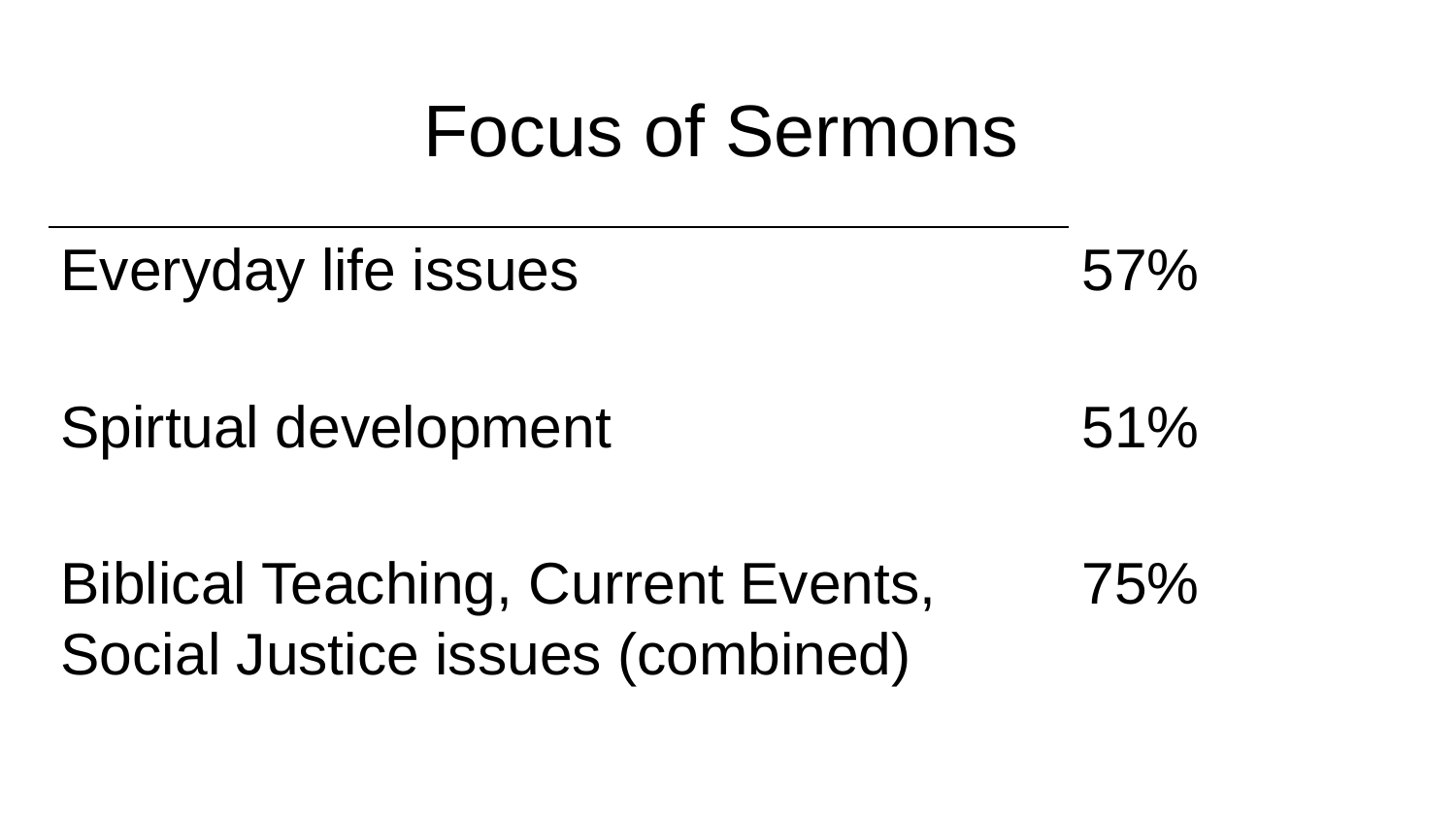# Focus of Sermons

| | |
|---|---|
| Everyday life issues | 57% |
| Spirtual development | 51% |
| Biblical Teaching, Current Events, Social Justice issues (combined) | 75% |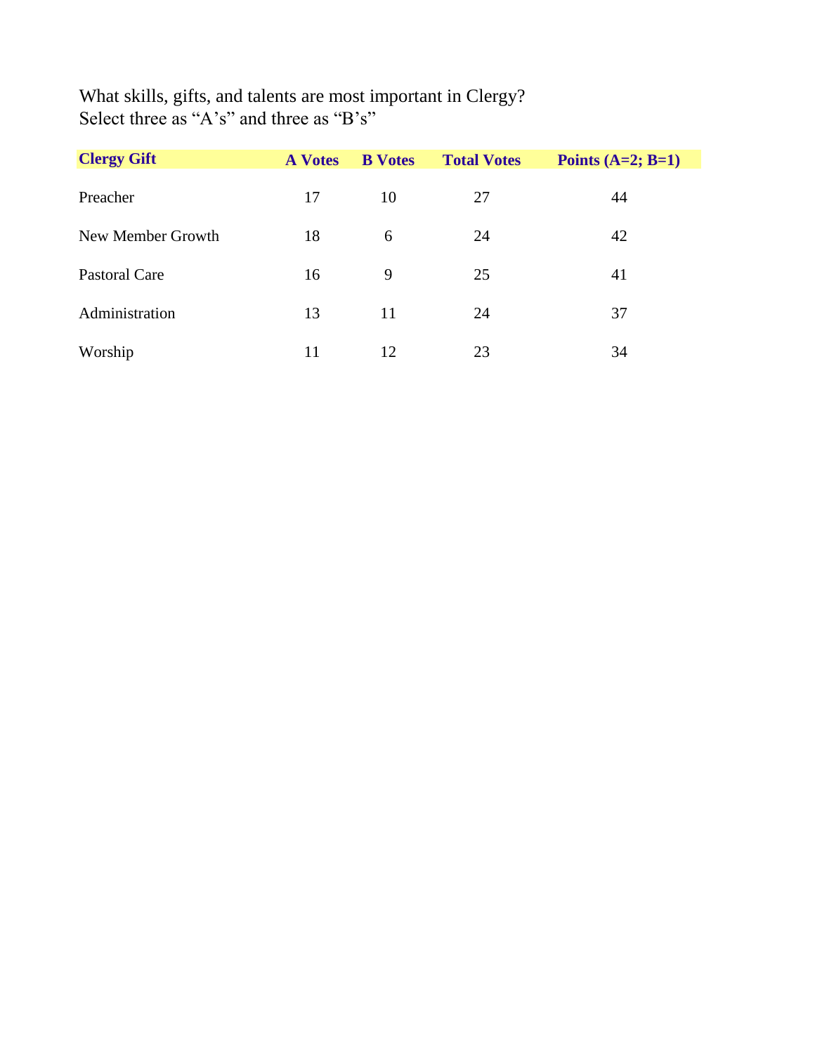What skills, gifts, and talents are most important in Clergy?
Select three as “A’s” and three as “B’s”

| Clergy Gift | A Votes | B Votes | Total Votes | Points (A=2; B=1) |
| --- | --- | --- | --- | --- |
| Preacher | 17 | 10 | 27 | 44 |
| New Member Growth | 18 | 6 | 24 | 42 |
| Pastoral Care | 16 | 9 | 25 | 41 |
| Administration | 13 | 11 | 24 | 37 |
| Worship | 11 | 12 | 23 | 34 |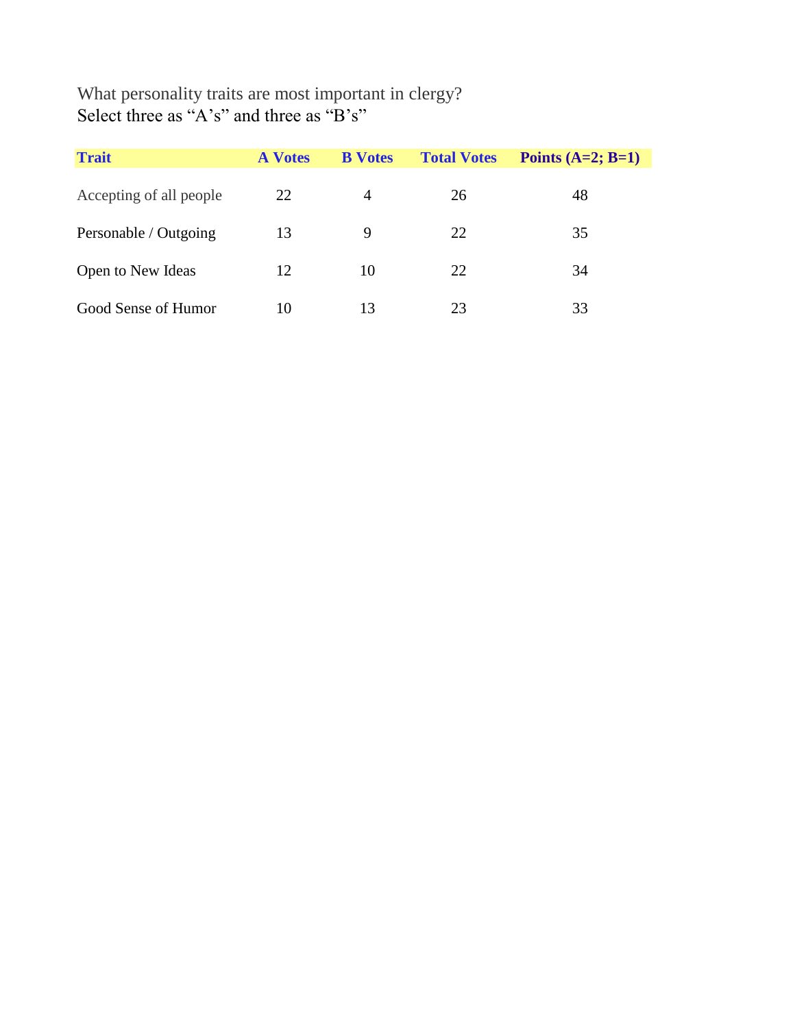What personality traits are most important in clergy?
Select three as “A’s” and three as “B’s”

| Trait | A Votes | B Votes | Total Votes | Points (A=2; B=1) |
|---|---|---|---|---|
| Accepting of all people | 22 | 4 | 26 | 48 |
| Personable / Outgoing | 13 | 9 | 22 | 35 |
| Open to New Ideas | 12 | 10 | 22 | 34 |
| Good Sense of Humor | 10 | 13 | 23 | 33 |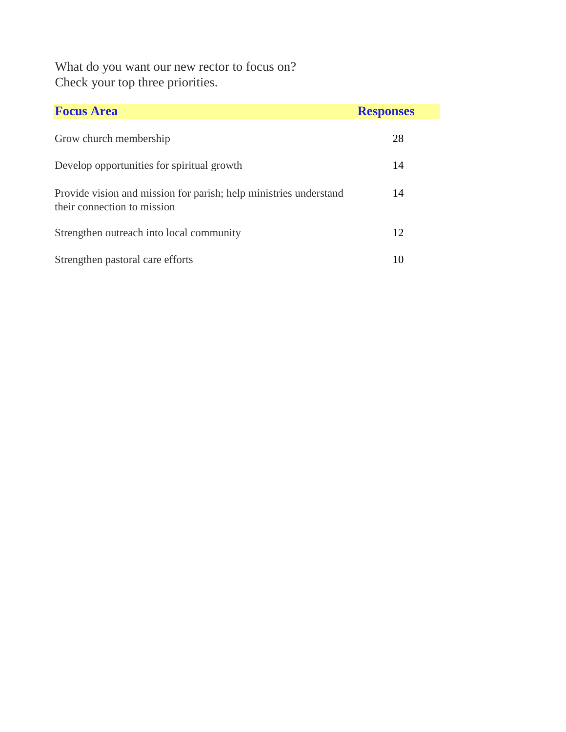What do you want our new rector to focus on?
Check your top three priorities.

| Focus Area | Responses |
|---|---|
| Grow church membership | 28 |
| Develop opportunities for spiritual growth | 14 |
| Provide vision and mission for parish; help ministries understand their connection to mission | 14 |
| Strengthen outreach into local community | 12 |
| Strengthen pastoral care efforts | 10 |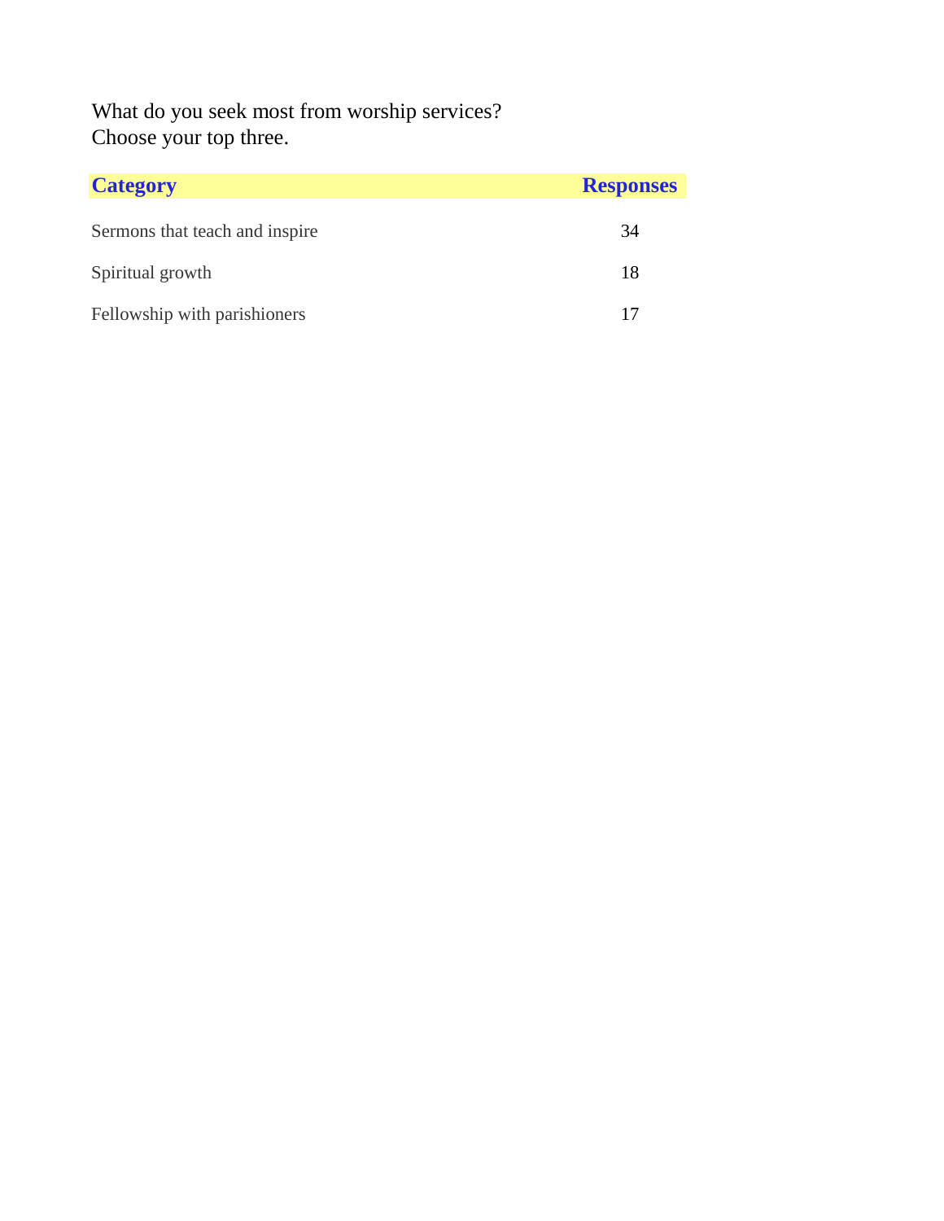What do you seek most from worship services?
Choose your top three.

| Category | Responses |
|---|---|
| Sermons that teach and inspire | 34 |
| Spiritual growth | 18 |
| Fellowship with parishioners | 17 |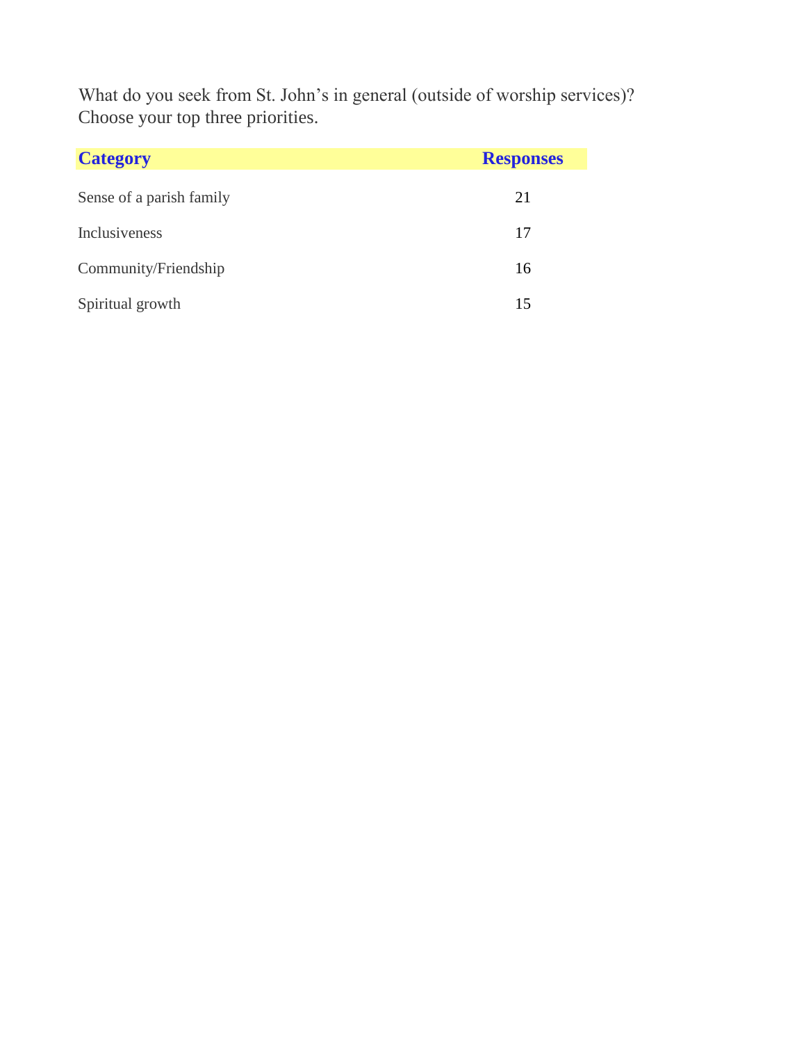What do you seek from St. John's in general (outside of worship services)? Choose your top three priorities.

| Category | Responses |
| --- | --- |
| Sense of a parish family | 21 |
| Inclusiveness | 17 |
| Community/Friendship | 16 |
| Spiritual growth | 15 |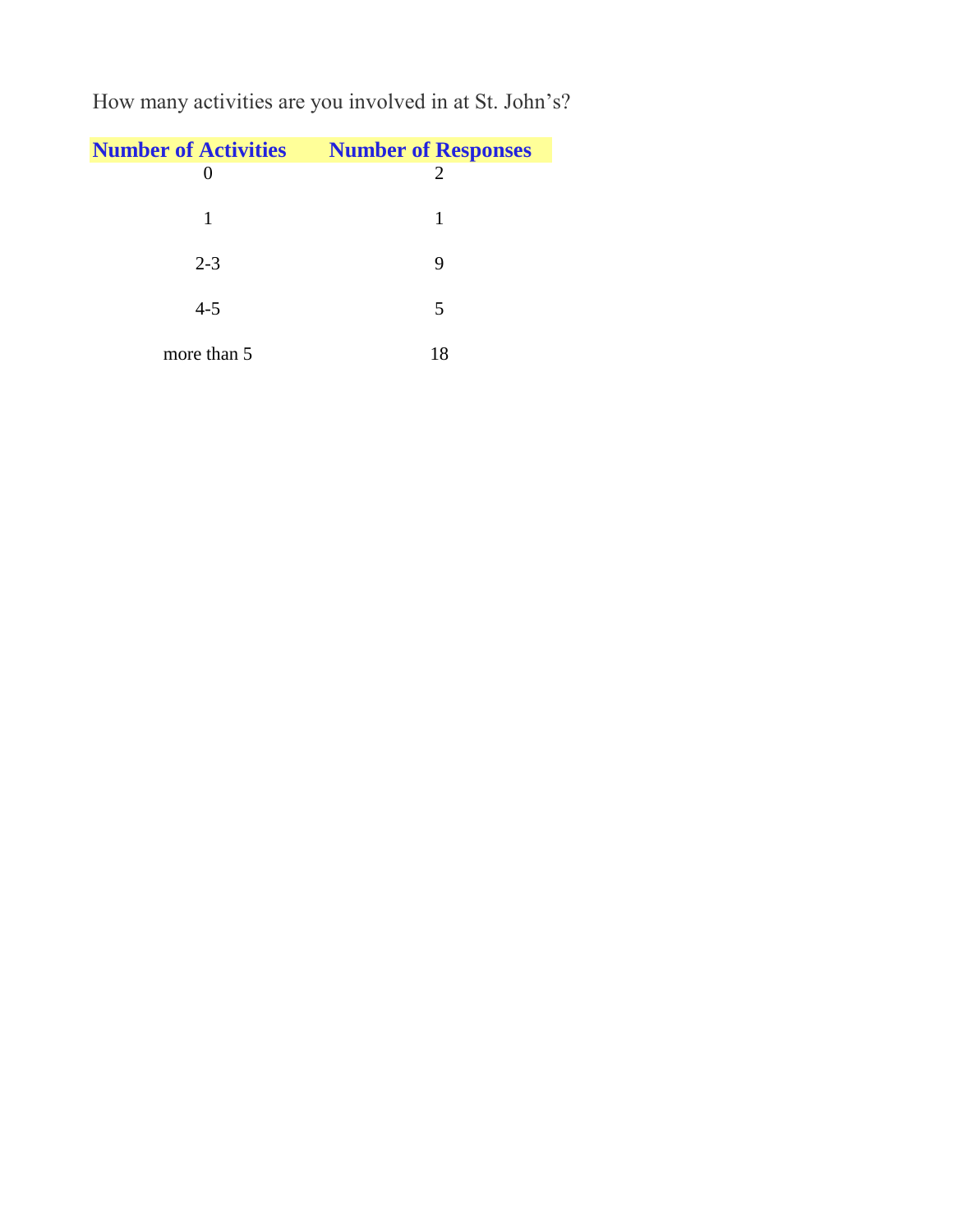How many activities are you involved in at St. John's?

| Number of Activities | Number of Responses |
|---|---|
| 0 | 2 |
| 1 | 1 |
| 2-3 | 9 |
| 4-5 | 5 |
| more than 5 | 18 |